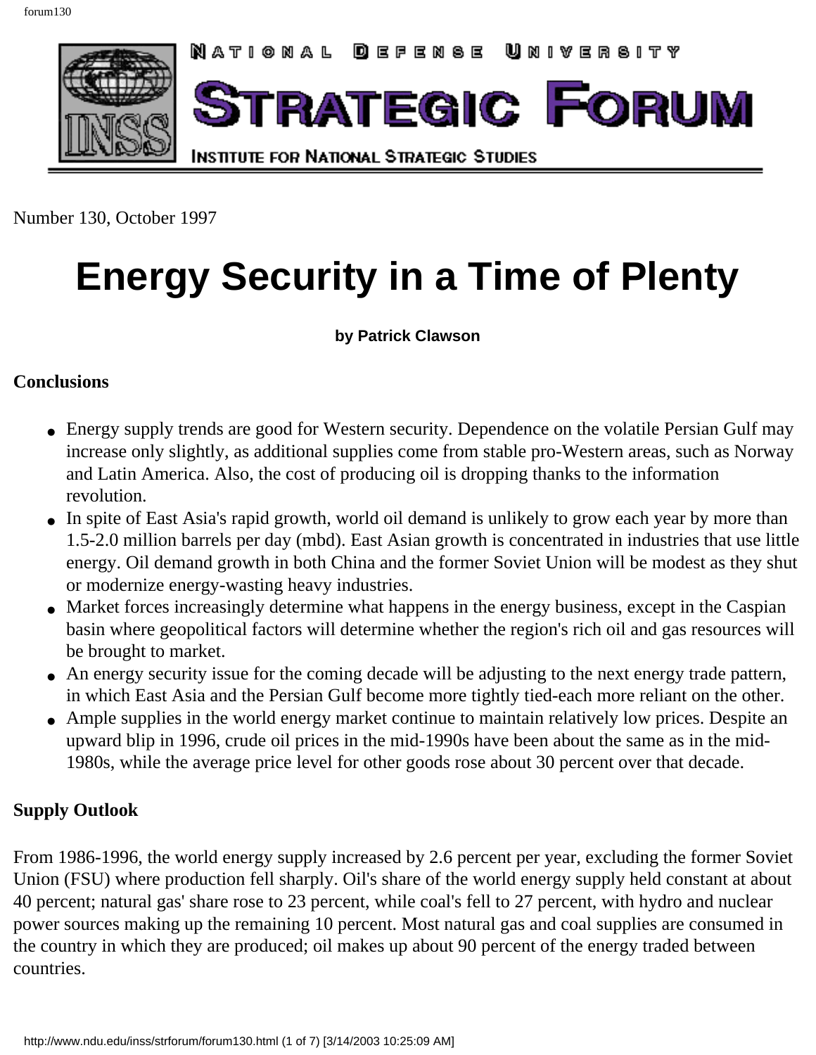NATIONAL DEFENSE UNIVERSITY

# STRATEGIC FORUM

INSTITUTE FOR NATIONAL STRATEGIC STUDIES

Number 130, October 1997

# Energy Security in a Time of Plenty

**by Patrick Clawson**

### Conclusions

- Energy supply trends are good for Western security. Dependence on the volatile Persian Gulf may increase only slightly, as additional supplies come from stable pro-Western areas, such as Norway and Latin America. Also, the cost of producing oil is dropping thanks to the information revolution.
- In spite of East Asia's rapid growth, world oil demand is unlikely to grow each year by more than 1.5-2.0 million barrels per day (mbd). East Asian growth is concentrated in industries that use little energy. Oil demand growth in both China and the former Soviet Union will be modest as they shut or modernize energy-wasting heavy industries.
- Market forces increasingly determine what happens in the energy business, except in the Caspian basin where geopolitical factors will determine whether the region's rich oil and gas resources will be brought to market.
- An energy security issue for the coming decade will be adjusting to the next energy trade pattern, in which East Asia and the Persian Gulf become more tightly tied-each more reliant on the other.
- Ample supplies in the world energy market continue to maintain relatively low prices. Despite an upward blip in 1996, crude oil prices in the mid-1990s have been about the same as in the mid-1980s, while the average price level for other goods rose about 30 percent over that decade.

### Supply Outlook

From 1986-1996, the world energy supply increased by 2.6 percent per year, excluding the former Soviet Union (FSU) where production fell sharply. Oil's share of the world energy supply held constant at about 40 percent; natural gas' share rose to 23 percent, while coal's fell to 27 percent, with hydro and nuclear power sources making up the remaining 10 percent. Most natural gas and coal supplies are consumed in the country in which they are produced; oil makes up about 90 percent of the energy traded between countries.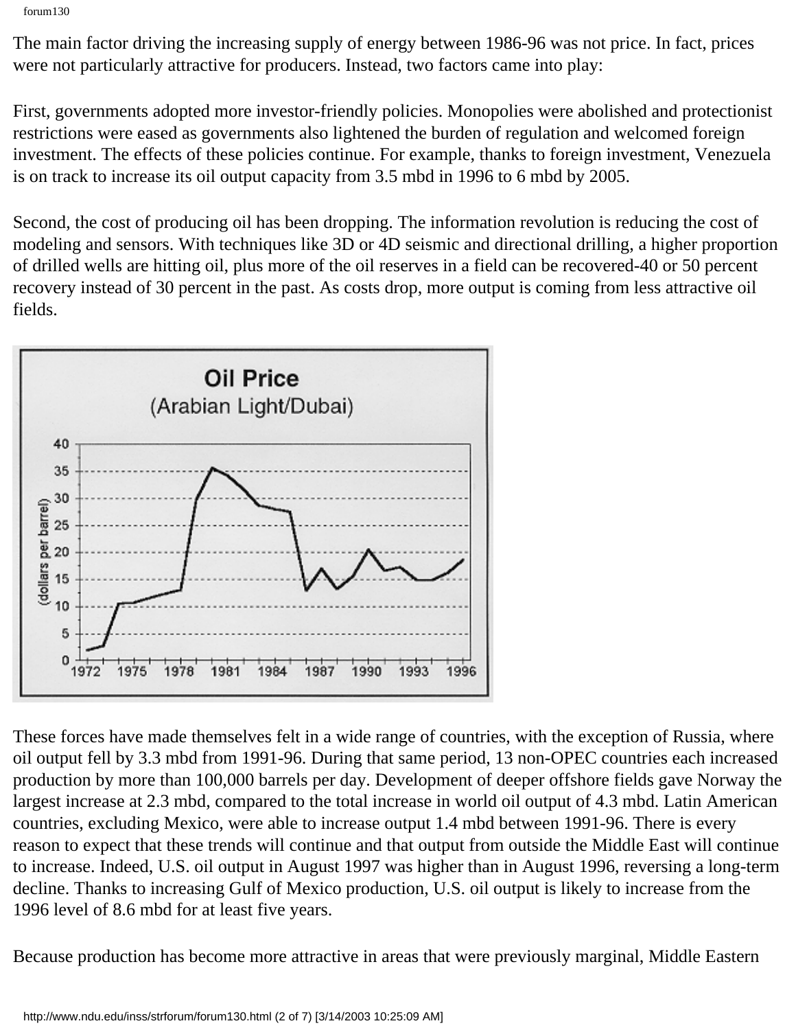The main factor driving the increasing supply of energy between 1986-96 was not price. In fact, prices were not particularly attractive for producers. Instead, two factors came into play:

First, governments adopted more investor-friendly policies. Monopolies were abolished and protectionist restrictions were eased as governments also lightened the burden of regulation and welcomed foreign investment. The effects of these policies continue. For example, thanks to foreign investment, Venezuela is on track to increase its oil output capacity from 3.5 mbd in 1996 to 6 mbd by 2005.

Second, the cost of producing oil has been dropping. The information revolution is reducing the cost of modeling and sensors. With techniques like 3D or 4D seismic and directional drilling, a higher proportion of drilled wells are hitting oil, plus more of the oil reserves in a field can be recovered-40 or 50 percent recovery instead of 30 percent in the past. As costs drop, more output is coming from less attractive oil fields.

These forces have made themselves felt in a wide range of countries, with the exception of Russia, where oil output fell by 3.3 mbd from 1991-96. During that same period, 13 non-OPEC countries each increased production by more than 100,000 barrels per day. Development of deeper offshore fields gave Norway the largest increase at 2.3 mbd, compared to the total increase in world oil output of 4.3 mbd. Latin American countries, excluding Mexico, were able to increase output 1.4 mbd between 1991-96. There is every reason to expect that these trends will continue and that output from outside the Middle East will continue to increase. Indeed, U.S. oil output in August 1997 was higher than in August 1996, reversing a long-term decline. Thanks to increasing Gulf of Mexico production, U.S. oil output is likely to increase from the 1996 level of 8.6 mbd for at least five years.

Because production has become more attractive in areas that were previously marginal, Middle Eastern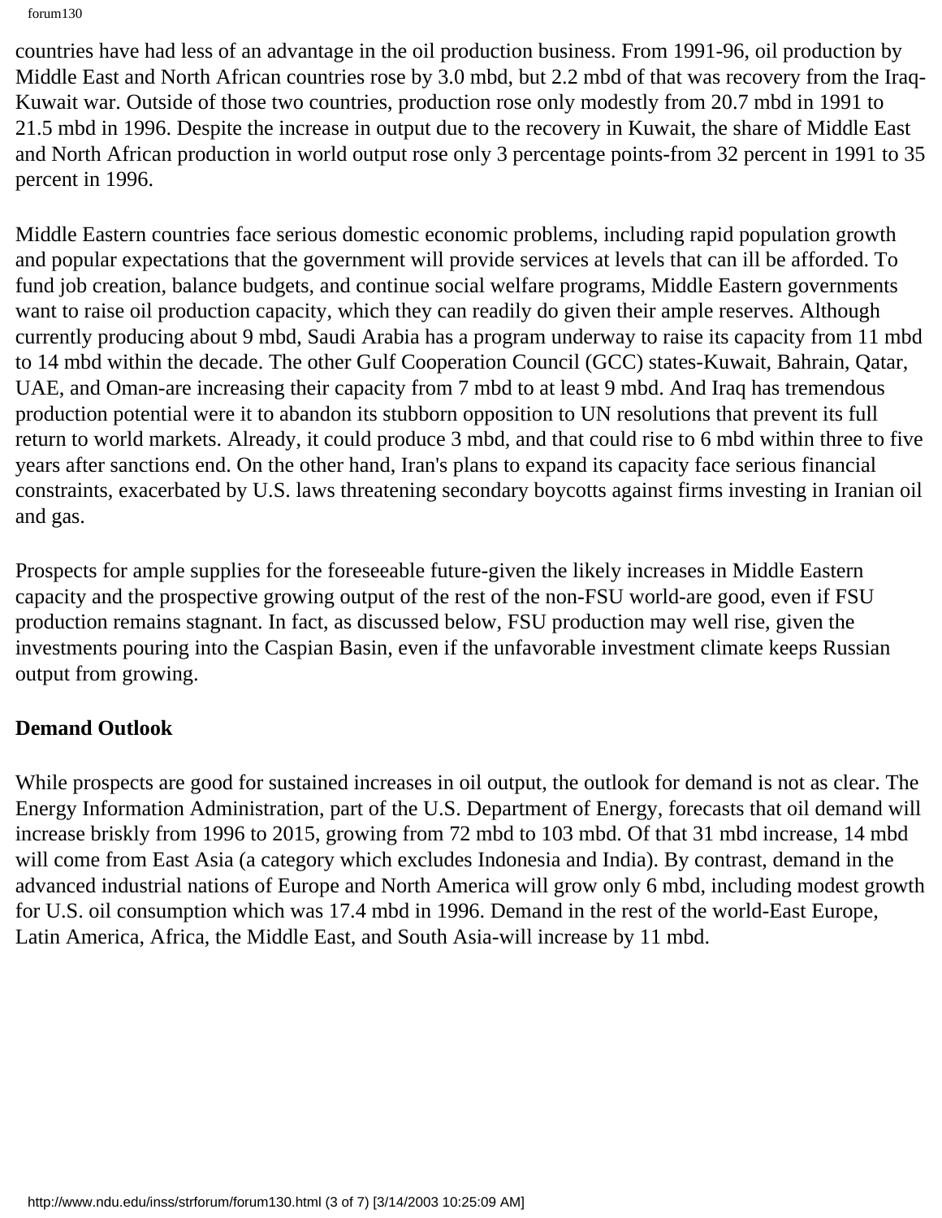countries have had less of an advantage in the oil production business. From 1991-96, oil production by Middle East and North African countries rose by 3.0 mbd, but 2.2 mbd of that was recovery from the Iraq-Kuwait war. Outside of those two countries, production rose only modestly from 20.7 mbd in 1991 to 21.5 mbd in 1996. Despite the increase in output due to the recovery in Kuwait, the share of Middle East and North African production in world output rose only 3 percentage points-from 32 percent in 1991 to 35 percent in 1996.

Middle Eastern countries face serious domestic economic problems, including rapid population growth and popular expectations that the government will provide services at levels that can ill be afforded. To fund job creation, balance budgets, and continue social welfare programs, Middle Eastern governments want to raise oil production capacity, which they can readily do given their ample reserves. Although currently producing about 9 mbd, Saudi Arabia has a program underway to raise its capacity from 11 mbd to 14 mbd within the decade. The other Gulf Cooperation Council (GCC) states-Kuwait, Bahrain, Qatar, UAE, and Oman-are increasing their capacity from 7 mbd to at least 9 mbd. And Iraq has tremendous production potential were it to abandon its stubborn opposition to UN resolutions that prevent its full return to world markets. Already, it could produce 3 mbd, and that could rise to 6 mbd within three to five years after sanctions end. On the other hand, Iran's plans to expand its capacity face serious financial constraints, exacerbated by U.S. laws threatening secondary boycotts against firms investing in Iranian oil and gas.

Prospects for ample supplies for the foreseeable future-given the likely increases in Middle Eastern capacity and the prospective growing output of the rest of the non-FSU world-are good, even if FSU production remains stagnant. In fact, as discussed below, FSU production may well rise, given the investments pouring into the Caspian Basin, even if the unfavorable investment climate keeps Russian output from growing.

**Demand Outlook**

While prospects are good for sustained increases in oil output, the outlook for demand is not as clear. The Energy Information Administration, part of the U.S. Department of Energy, forecasts that oil demand will increase briskly from 1996 to 2015, growing from 72 mbd to 103 mbd. Of that 31 mbd increase, 14 mbd will come from East Asia (a category which excludes Indonesia and India). By contrast, demand in the advanced industrial nations of Europe and North America will grow only 6 mbd, including modest growth for U.S. oil consumption which was 17.4 mbd in 1996. Demand in the rest of the world-East Europe, Latin America, Africa, the Middle East, and South Asia-will increase by 11 mbd.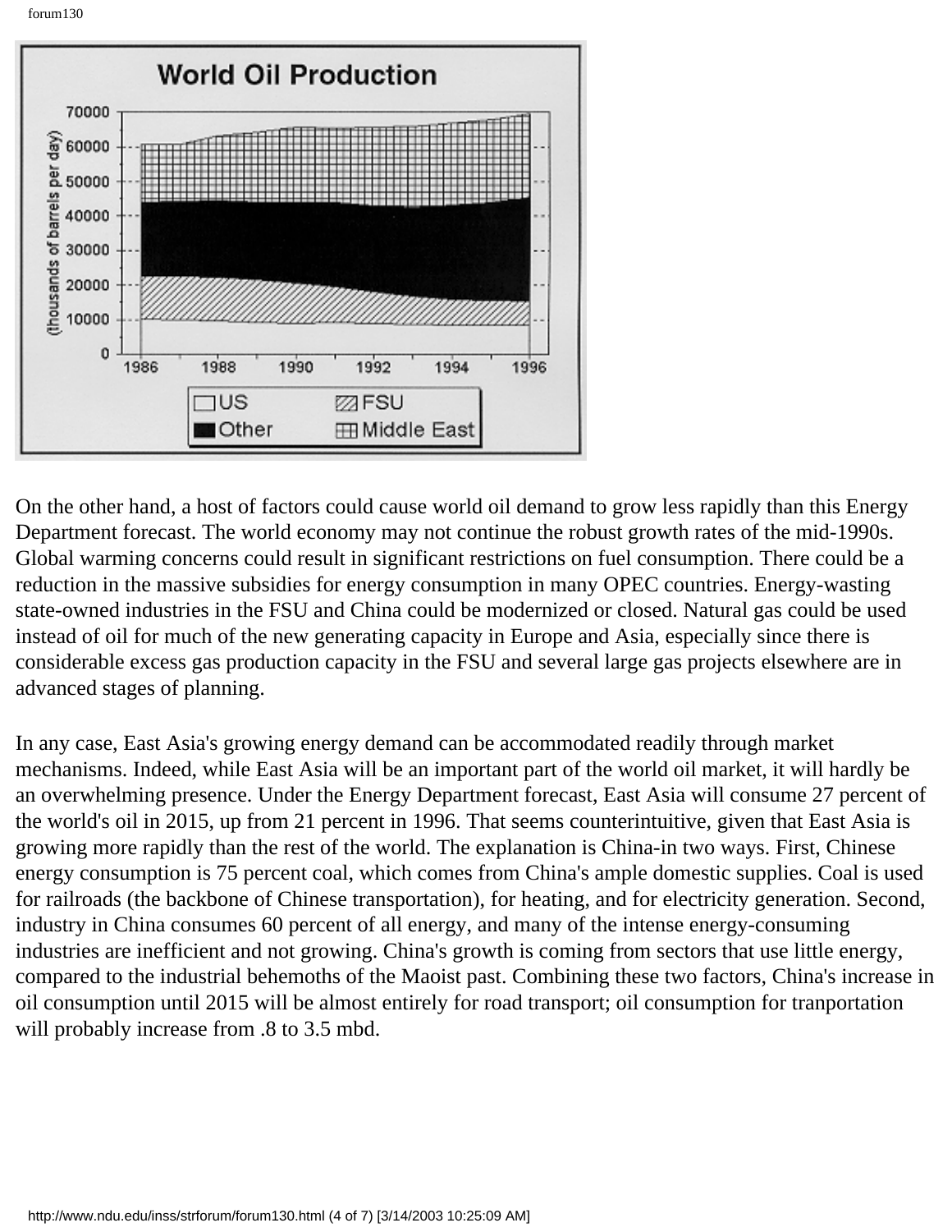On the other hand, a host of factors could cause world oil demand to grow less rapidly than this Energy Department forecast. The world economy may not continue the robust growth rates of the mid-1990s. Global warming concerns could result in significant restrictions on fuel consumption. There could be a reduction in the massive subsidies for energy consumption in many OPEC countries. Energy-wasting state-owned industries in the FSU and China could be modernized or closed. Natural gas could be used instead of oil for much of the new generating capacity in Europe and Asia, especially since there is considerable excess gas production capacity in the FSU and several large gas projects elsewhere are in advanced stages of planning.

In any case, East Asia's growing energy demand can be accommodated readily through market mechanisms. Indeed, while East Asia will be an important part of the world oil market, it will hardly be an overwhelming presence. Under the Energy Department forecast, East Asia will consume 27 percent of the world's oil in 2015, up from 21 percent in 1996. That seems counterintuitive, given that East Asia is growing more rapidly than the rest of the world. The explanation is China-in two ways. First, Chinese energy consumption is 75 percent coal, which comes from China's ample domestic supplies. Coal is used for railroads (the backbone of Chinese transportation), for heating, and for electricity generation. Second, industry in China consumes 60 percent of all energy, and many of the intense energy-consuming industries are inefficient and not growing. China's growth is coming from sectors that use little energy, compared to the industrial behemoths of the Maoist past. Combining these two factors, China's increase in oil consumption until 2015 will be almost entirely for road transport; oil consumption for tranportation will probably increase from .8 to 3.5 mbd.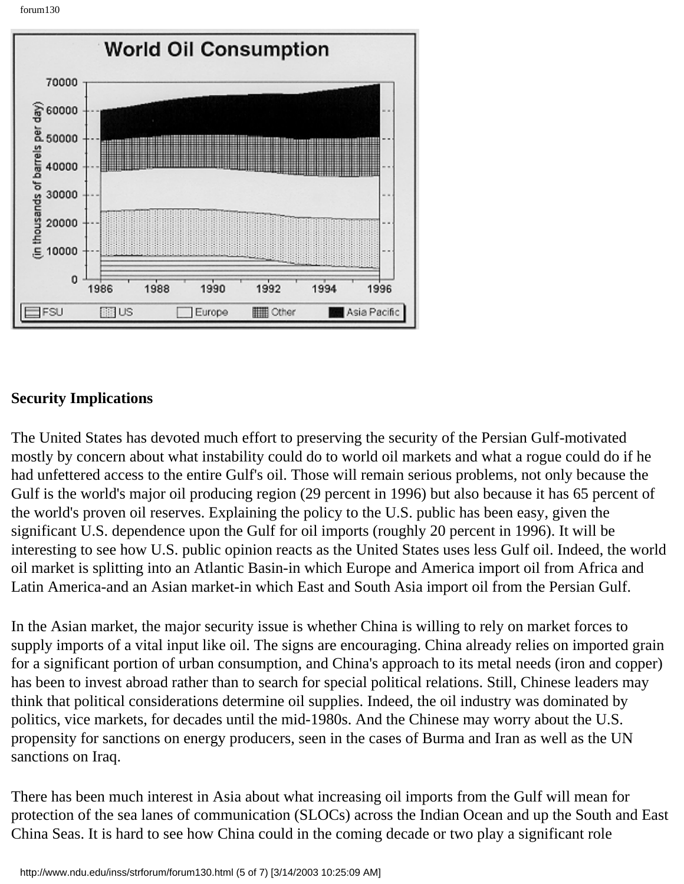## Security Implications

The United States has devoted much effort to preserving the security of the Persian Gulf-motivated mostly by concern about what instability could do to world oil markets and what a rogue could do if he had unfettered access to the entire Gulf's oil. Those will remain serious problems, not only because the Gulf is the world's major oil producing region (29 percent in 1996) but also because it has 65 percent of the world's proven oil reserves. Explaining the policy to the U.S. public has been easy, given the significant U.S. dependence upon the Gulf for oil imports (roughly 20 percent in 1996). It will be interesting to see how U.S. public opinion reacts as the United States uses less Gulf oil. Indeed, the world oil market is splitting into an Atlantic Basin-in which Europe and America import oil from Africa and Latin America-and an Asian market-in which East and South Asia import oil from the Persian Gulf.

In the Asian market, the major security issue is whether China is willing to rely on market forces to supply imports of a vital input like oil. The signs are encouraging. China already relies on imported grain for a significant portion of urban consumption, and China's approach to its metal needs (iron and copper) has been to invest abroad rather than to search for special political relations. Still, Chinese leaders may think that political considerations determine oil supplies. Indeed, the oil industry was dominated by politics, vice markets, for decades until the mid-1980s. And the Chinese may worry about the U.S. propensity for sanctions on energy producers, seen in the cases of Burma and Iran as well as the UN sanctions on Iraq.

There has been much interest in Asia about what increasing oil imports from the Gulf will mean for protection of the sea lanes of communication (SLOCs) across the Indian Ocean and up the South and East China Seas. It is hard to see how China could in the coming decade or two play a significant role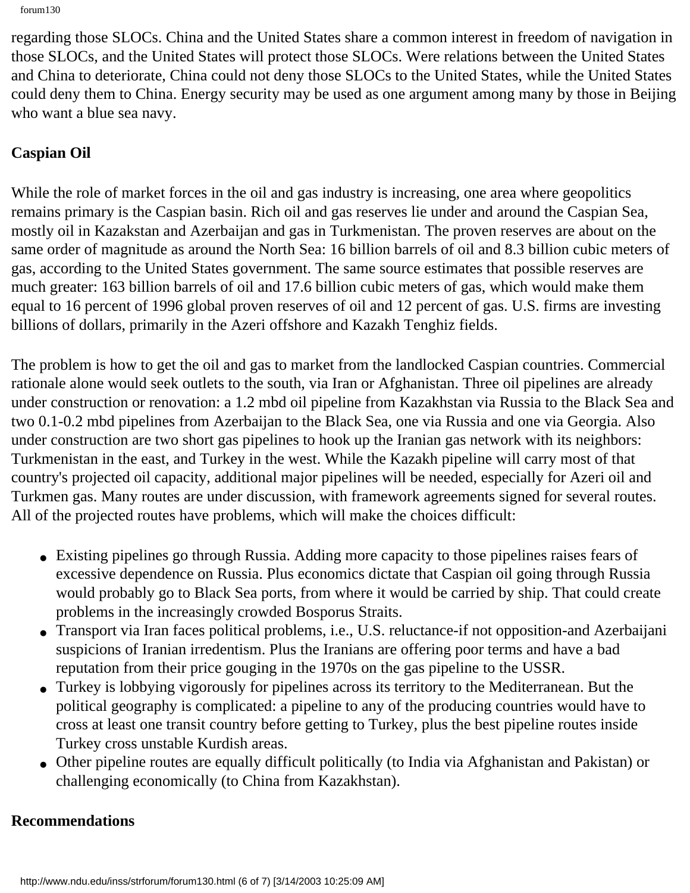regarding those SLOCs. China and the United States share a common interest in freedom of navigation in those SLOCs, and the United States will protect those SLOCs. Were relations between the United States and China to deteriorate, China could not deny those SLOCs to the United States, while the United States could deny them to China. Energy security may be used as one argument among many by those in Beijing who want a blue sea navy.

**Caspian Oil**

While the role of market forces in the oil and gas industry is increasing, one area where geopolitics remains primary is the Caspian basin. Rich oil and gas reserves lie under and around the Caspian Sea, mostly oil in Kazakstan and Azerbaijan and gas in Turkmenistan. The proven reserves are about on the same order of magnitude as around the North Sea: 16 billion barrels of oil and 8.3 billion cubic meters of gas, according to the United States government. The same source estimates that possible reserves are much greater: 163 billion barrels of oil and 17.6 billion cubic meters of gas, which would make them equal to 16 percent of 1996 global proven reserves of oil and 12 percent of gas. U.S. firms are investing billions of dollars, primarily in the Azeri offshore and Kazakh Tenghiz fields.

The problem is how to get the oil and gas to market from the landlocked Caspian countries. Commercial rationale alone would seek outlets to the south, via Iran or Afghanistan. Three oil pipelines are already under construction or renovation: a 1.2 mbd oil pipeline from Kazakhstan via Russia to the Black Sea and two 0.1-0.2 mbd pipelines from Azerbaijan to the Black Sea, one via Russia and one via Georgia. Also under construction are two short gas pipelines to hook up the Iranian gas network with its neighbors: Turkmenistan in the east, and Turkey in the west. While the Kazakh pipeline will carry most of that country's projected oil capacity, additional major pipelines will be needed, especially for Azeri oil and Turkmen gas. Many routes are under discussion, with framework agreements signed for several routes. All of the projected routes have problems, which will make the choices difficult:

- Existing pipelines go through Russia. Adding more capacity to those pipelines raises fears of excessive dependence on Russia. Plus economics dictate that Caspian oil going through Russia would probably go to Black Sea ports, from where it would be carried by ship. That could create problems in the increasingly crowded Bosporus Straits.
- Transport via Iran faces political problems, i.e., U.S. reluctance-if not opposition-and Azerbaijani suspicions of Iranian irredentism. Plus the Iranians are offering poor terms and have a bad reputation from their price gouging in the 1970s on the gas pipeline to the USSR.
- Turkey is lobbying vigorously for pipelines across its territory to the Mediterranean. But the political geography is complicated: a pipeline to any of the producing countries would have to cross at least one transit country before getting to Turkey, plus the best pipeline routes inside Turkey cross unstable Kurdish areas.
- Other pipeline routes are equally difficult politically (to India via Afghanistan and Pakistan) or challenging economically (to China from Kazakhstan).

**Recommendations**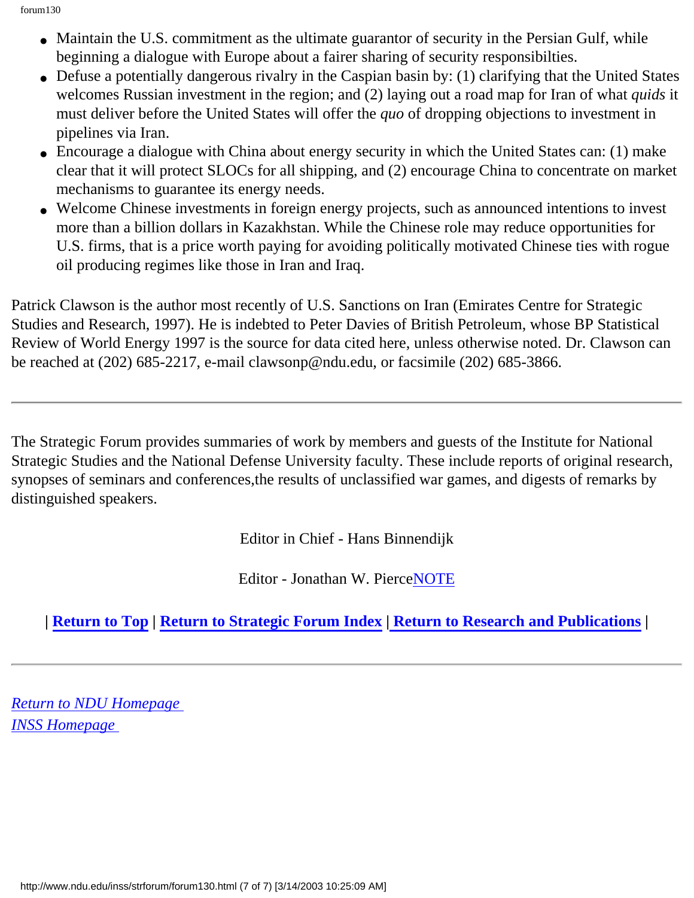- Maintain the U.S. commitment as the ultimate guarantor of security in the Persian Gulf, while beginning a dialogue with Europe about a fairer sharing of security responsibilties.
- Defuse a potentially dangerous rivalry in the Caspian basin by: (1) clarifying that the United States welcomes Russian investment in the region; and (2) laying out a road map for Iran of what *quids* it must deliver before the United States will offer the *quo* of dropping objections to investment in pipelines via Iran.
- Encourage a dialogue with China about energy security in which the United States can: (1) make clear that it will protect SLOCs for all shipping, and (2) encourage China to concentrate on market mechanisms to guarantee its energy needs.
- Welcome Chinese investments in foreign energy projects, such as announced intentions to invest more than a billion dollars in Kazakhstan. While the Chinese role may reduce opportunities for U.S. firms, that is a price worth paying for avoiding politically motivated Chinese ties with rogue oil producing regimes like those in Iran and Iraq.

Patrick Clawson is the author most recently of U.S. Sanctions on Iran (Emirates Centre for Strategic Studies and Research, 1997). He is indebted to Peter Davies of British Petroleum, whose BP Statistical Review of World Energy 1997 is the source for data cited here, unless otherwise noted. Dr. Clawson can be reached at (202) 685-2217, e-mail clawsonp@ndu.edu, or facsimile (202) 685-3866.

---

The Strategic Forum provides summaries of work by members and guests of the Institute for National Strategic Studies and the National Defense University faculty. These include reports of original research, synopses of seminars and conferences,the results of unclassified war games, and digests of remarks by distinguished speakers.

Editor in Chief - Hans Binnendijk

Editor - Jonathan W. PierceNOTE

| **Return to Top** | **Return to Strategic Forum Index** | **Return to Research and Publications** |

---

*Return to NDU Homepage*
*INSS Homepage*